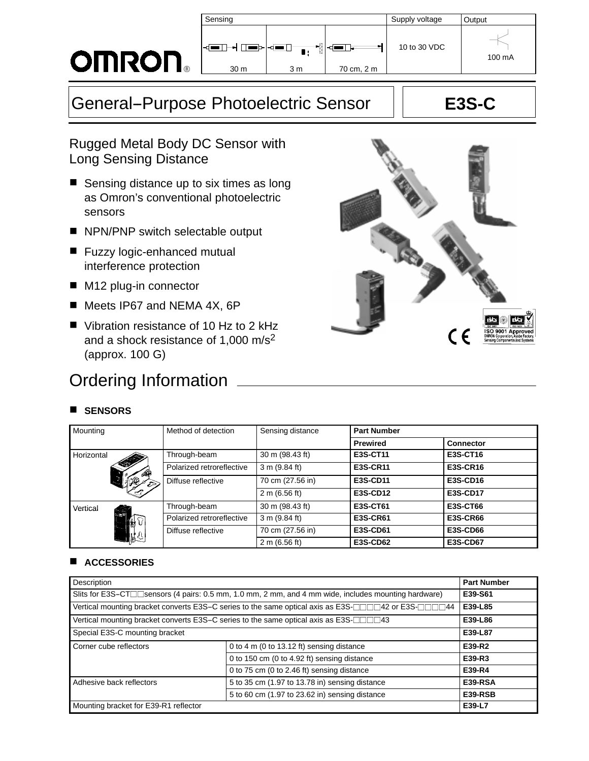| Sensing | | | Supply voltage | Output |
| --- | --- | --- | --- | --- |
| 30 m | 3 m | 70 cm, 2 m | 10 to 30 VDC | 100 mA |

# General–Purpose Photoelectric Sensor

# E3S-C

## Rugged Metal Body DC Sensor with Long Sensing Distance

- Sensing distance up to six times as long as Omron's conventional photoelectric sensors
- NPN/PNP switch selectable output
- Fuzzy logic-enhanced mutual interference protection
- M12 plug-in connector
- Meets IP67 and NEMA 4X, 6P
- Vibration resistance of 10 Hz to 2 kHz and a shock resistance of 1,000 m/s$^2$ (approx. 100 G)

## Ordering Information

### SENSORS

| Mounting | Method of detection | Sensing distance | Part Number | |
| --- | --- | --- | --- | --- |
| | | | **Prewired** | **Connector** |
| Horizontal | Through-beam | 30 m (98.43 ft) | **E3S-CT11** | **E3S-CT16** |
| | Polarized retroreflective | 3 m (9.84 ft) | **E3S-CR11** | **E3S-CR16** |
| | Diffuse reflective | 70 cm (27.56 in) | **E3S-CD11** | **E3S-CD16** |
| | | 2 m (6.56 ft) | **E3S-CD12** | **E3S-CD17** |
| Vertical | Through-beam | 30 m (98.43 ft) | **E3S-CT61** | **E3S-CT66** |
| | Polarized retroreflective | 3 m (9.84 ft) | **E3S-CR61** | **E3S-CR66** |
| | Diffuse reflective | 70 cm (27.56 in) | **E3S-CD61** | **E3S-CD66** |
| | | 2 m (6.56 ft) | **E3S-CD62** | **E3S-CD67** |

### ACCESSORIES

| Description | | Part Number |
| --- | --- | --- |
| Slits for E3S–CT□□sensors (4 pairs: 0.5 mm, 1.0 mm, 2 mm, and 4 mm wide, includes mounting hardware) | | **E39-S61** |
| Vertical mounting bracket converts E3S–C series to the same optical axis as E3S-□□□□42 or E3S-□□□□44 | | **E39-L85** |
| Vertical mounting bracket converts E3S–C series to the same optical axis as E3S-□□□□43 | | **E39-L86** |
| Special E3S-C mounting bracket | | **E39-L87** |
| Corner cube reflectors | 0 to 4 m (0 to 13.12 ft) sensing distance | **E39-R2** |
| | 0 to 150 cm (0 to 4.92 ft) sensing distance | **E39-R3** |
| | 0 to 75 cm (0 to 2.46 ft) sensing distance | **E39-R4** |
| Adhesive back reflectors | 5 to 35 cm (1.97 to 13.78 in) sensing distance | **E39-RSA** |
| | 5 to 60 cm (1.97 to 23.62 in) sensing distance | **E39-RSB** |
| Mounting bracket for E39-R1 reflector | | **E39-L7** |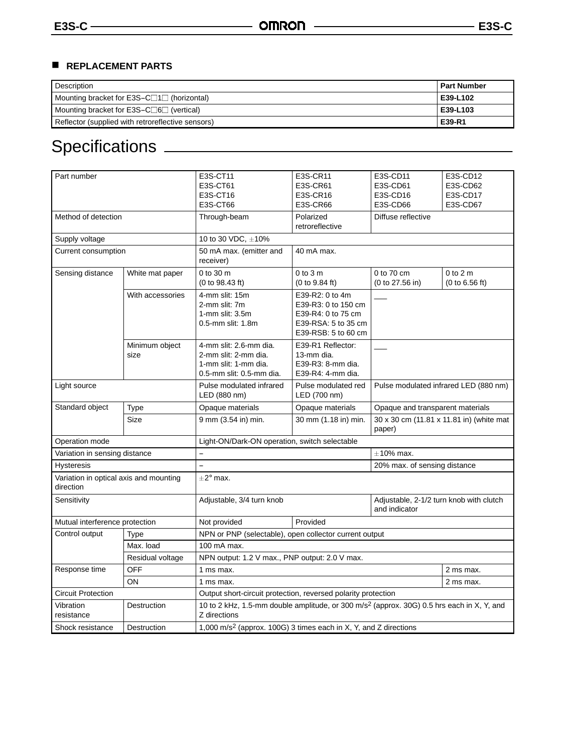## ■ REPLACEMENT PARTS

| Description | Part Number |
|---|---|
| Mounting bracket for E3S–C□1□ (horizontal) | **E39-L102** |
| Mounting bracket for E3S–C□6□ (vertical) | **E39-L103** |
| Reflector (supplied with retroreflective sensors) | **E39-R1** |

# Specifications

| Part number | | E3S-CT11<br>E3S-CT61<br>E3S-CT16<br>E3S-CT66 | E3S-CR11<br>E3S-CR61<br>E3S-CR16<br>E3S-CR66 | E3S-CD11<br>E3S-CD61<br>E3S-CD16<br>E3S-CD66 | E3S-CD12<br>E3S-CD62<br>E3S-CD17<br>E3S-CD67 |
|---|---|---|---|---|---|
| Method of detection | | Through-beam | Polarized retroreflective | Diffuse reflective | |
| Supply voltage | | 10 to 30 VDC, ±10% | | | |
| Current consumption | | 50 mA max. (emitter and receiver) | 40 mA max. | | |
| Sensing distance | White mat paper | 0 to 30 m<br>(0 to 98.43 ft) | 0 to 3 m<br>(0 to 9.84 ft) | 0 to 70 cm<br>(0 to 27.56 in) | 0 to 2 m<br>(0 to 6.56 ft) |
| | With accessories | 4-mm slit: 15m<br>2-mm slit: 7m<br>1-mm slit: 3.5m<br>0.5-mm slit: 1.8m | E39-R2: 0 to 4m<br>E39-R3: 0 to 150 cm<br>E39-R4: 0 to 75 cm<br>E39-RSA: 5 to 35 cm<br>E39-RSB: 5 to 60 cm | ___ | |
| | Minimum object size | 4-mm slit: 2.6-mm dia.<br>2-mm slit: 2-mm dia.<br>1-mm slit: 1-mm dia.<br>0.5-mm slit: 0.5-mm dia. | E39-R1 Reflector: 13-mm dia.<br>E39-R3: 8-mm dia.<br>E39-R4: 4-mm dia. | ___ | |
| Light source | | Pulse modulated infrared LED (880 nm) | Pulse modulated red LED (700 nm) | Pulse modulated infrared LED (880 nm) | |
| Standard object | Type | Opaque materials | Opaque materials | Opaque and transparent materials | |
| | Size | 9 mm (3.54 in) min. | 30 mm (1.18 in) min. | 30 x 30 cm (11.81 x 11.81 in) (white mat paper) | |
| Operation mode | | Light-ON/Dark-ON operation, switch selectable | | | |
| Variation in sensing distance | | – | | ±10% max. | |
| Hysteresis | | – | | 20% max. of sensing distance | |
| Variation in optical axis and mounting direction | | ±2° max. | | | |
| Sensitivity | | Adjustable, 3/4 turn knob | | Adjustable, 2-1/2 turn knob with clutch and indicator | |
| Mutual interference protection | | Not provided | Provided | | |
| Control output | Type | NPN or PNP (selectable), open collector current output | | | |
| | Max. load | 100 mA max. | | | |
| | Residual voltage | NPN output: 1.2 V max., PNP output: 2.0 V max. | | | |
| Response time | OFF | 1 ms max. | | | 2 ms max. |
| | ON | 1 ms max. | | | 2 ms max. |
| Circuit Protection | | Output short-circuit protection, reversed polarity protection | | | |
| Vibration resistance | Destruction | 10 to 2 kHz, 1.5-mm double amplitude, or 300 $m/s^2$ (approx. 30G) 0.5 hrs each in X, Y, and Z directions | | | |
| Shock resistance | Destruction | 1,000 $m/s^2$ (approx. 100G) 3 times each in X, Y, and Z directions | | | |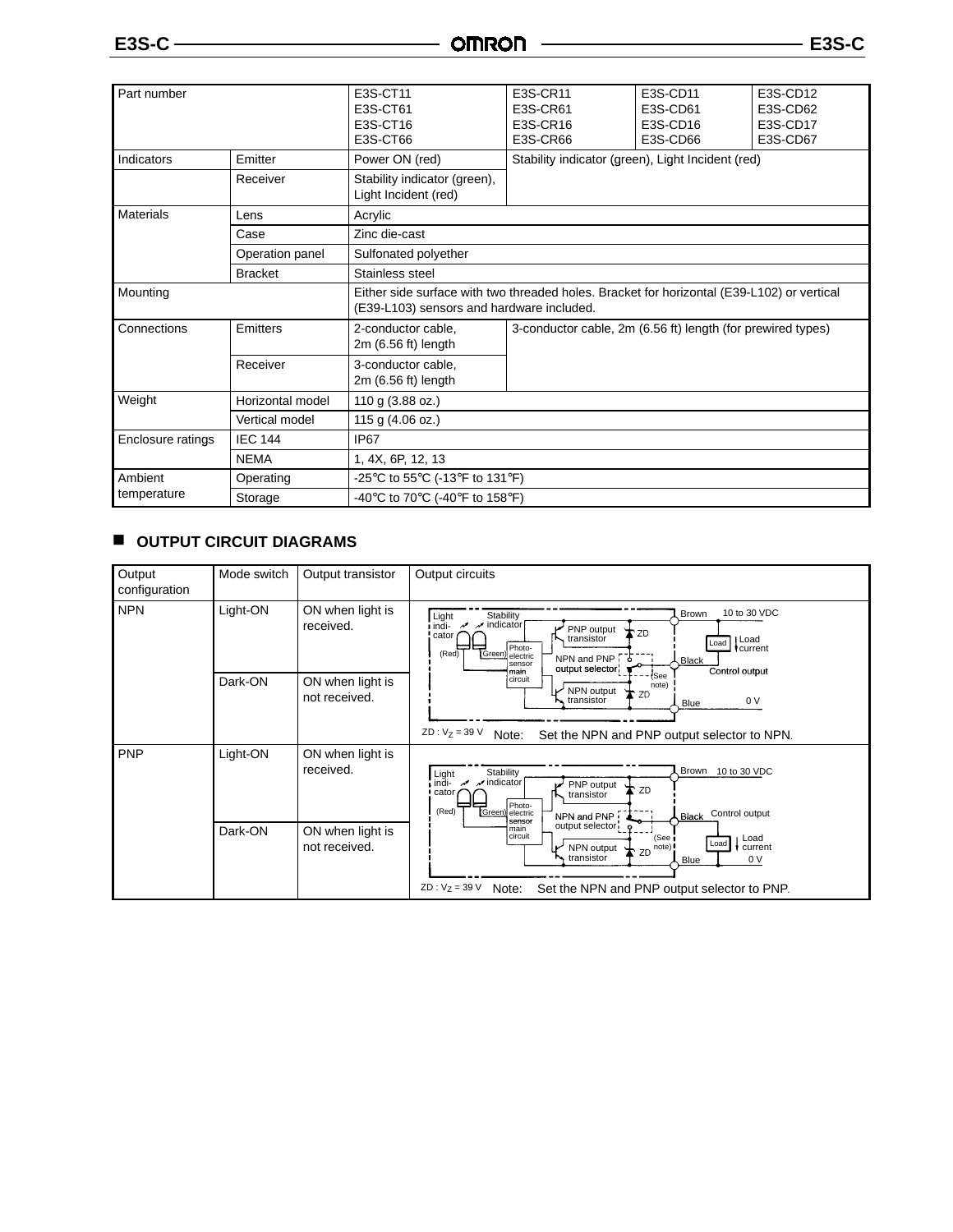| Part number | | E3S-CT11<br>E3S-CT61<br>E3S-CT16<br>E3S-CT66 | E3S-CR11<br>E3S-CR61<br>E3S-CR16<br>E3S-CR66 | E3S-CD11<br>E3S-CD61<br>E3S-CD16<br>E3S-CD66 | E3S-CD12<br>E3S-CD62<br>E3S-CD17<br>E3S-CD67 |
|---|---|---|---|---|---|
| Indicators | Emitter | Power ON (red) | Stability indicator (green), Light Incident (red) | | |
| | Receiver | Stability indicator (green), Light Incident (red) | | | |
| Materials | Lens | Acrylic | | | |
| | Case | Zinc die-cast | | | |
| | Operation panel | Sulfonated polyether | | | |
| | Bracket | Stainless steel | | | |
| Mounting | | Either side surface with two threaded holes. Bracket for horizontal (E39-L102) or vertical (E39-L103) sensors and hardware included. | | | |
| Connections | Emitters | 2-conductor cable, 2m (6.56 ft) length | 3-conductor cable, 2m (6.56 ft) length (for prewired types) | | |
| | Receiver | 3-conductor cable, 2m (6.56 ft) length | | | |
| Weight | Horizontal model | 110 g (3.88 oz.) | | | |
| | Vertical model | 115 g (4.06 oz.) | | | |
| Enclosure ratings | IEC 144 | IP67 | | | |
| | NEMA | 1, 4X, 6P, 12, 13 | | | |
| Ambient temperature | Operating | -25°C to 55°C (-13°F to 131°F) | | | |
| | Storage | -40°C to 70°C (-40°F to 158°F) | | | |

## OUTPUT CIRCUIT DIAGRAMS

| Output configuration | Mode switch | Output transistor | Output circuits |
|---|---|---|---|
| NPN | Light-ON | ON when light is received. | ZD : $V_Z$ = 39 V  Note: Set the NPN and PNP output selector to NPN. |
| | Dark-ON | ON when light is not received. | |
| PNP | Light-ON | ON when light is received. | ZD : $V_Z$ = 39 V  Note: Set the NPN and PNP output selector to PNP. |
| | Dark-ON | ON when light is not received. | |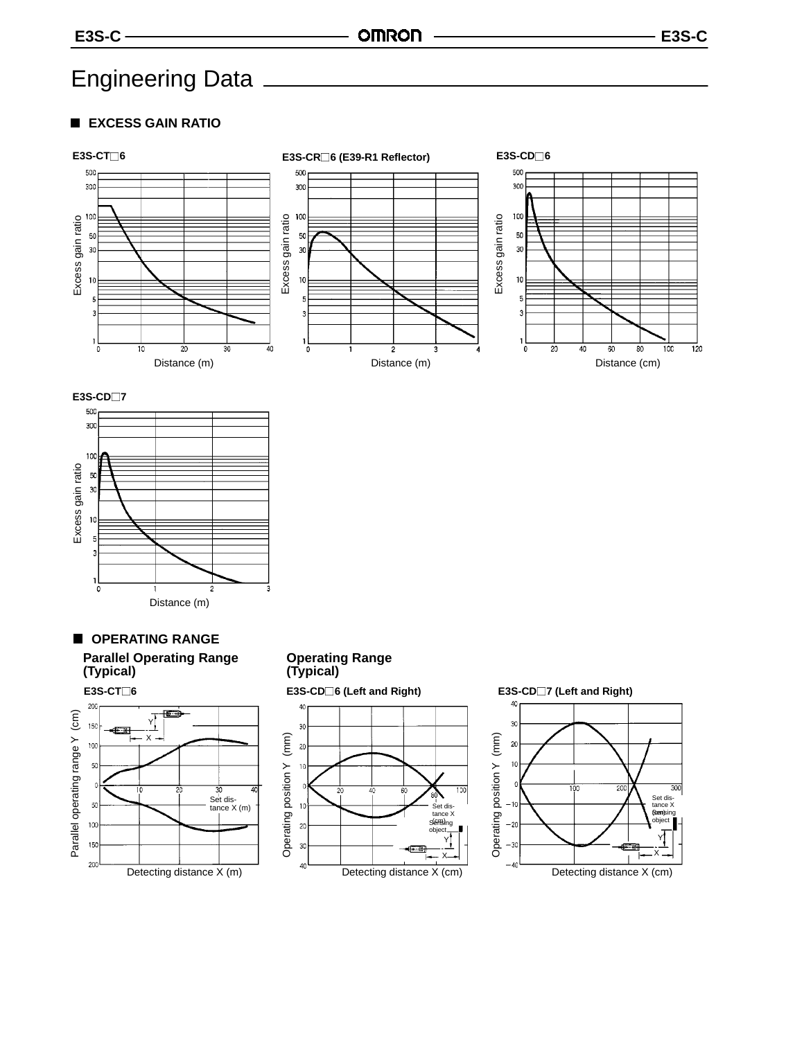# Engineering Data

## EXCESS GAIN RATIO

**E3S-CT□6**

Excess gain ratio

Distance (m)

**E3S-CR□6 (E39-R1 Reflector)**

Excess gain ratio

Distance (m)

**E3S-CD□6**

Excess gain ratio

Distance (cm)

**E3S-CD□7**

Excess gain ratio

Distance (m)

## OPERATING RANGE

**Parallel Operating Range (Typical)**

**E3S-CT□6**

Parallel operating range Y (cm)

Set distance X (m)

Detecting distance X (m)

**Operating Range (Typical)**

**E3S-CD□6 (Left and Right)**

Operating position Y (mm)

Set distance X (cm)

Sensing object

Detecting distance X (cm)

**E3S-CD□7 (Left and Right)**

Operating position Y (mm)

Set distance X (cm)

Sensing object

Detecting distance X (cm)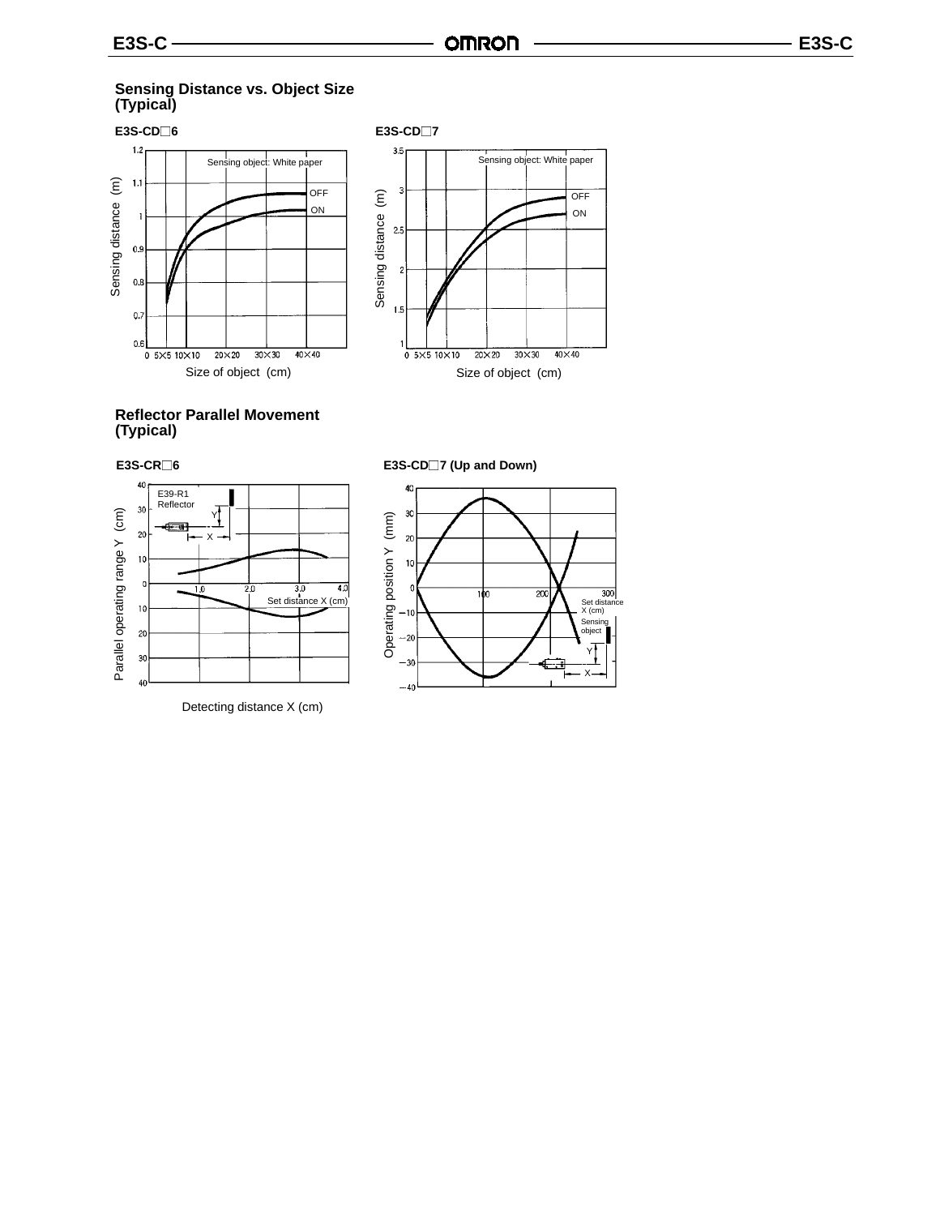## Sensing Distance vs. Object Size (Typical)

**E3S-CD□6**

Sensing object: White paper

OFF

ON

Sensing distance (m)

Size of object (cm)

**E3S-CD□7**

Sensing object: White paper

OFF

ON

Sensing distance (m)

Size of object (cm)

## Reflector Parallel Movement (Typical)

**E3S-CR□6**

E39-R1 Reflector

Parallel operating range Y (cm)

Set distance X (cm)

Detecting distance X (cm)

**E3S-CD□7 (Up and Down)**

Operating position Y (mm)

Set distance X (cm)

Sensing object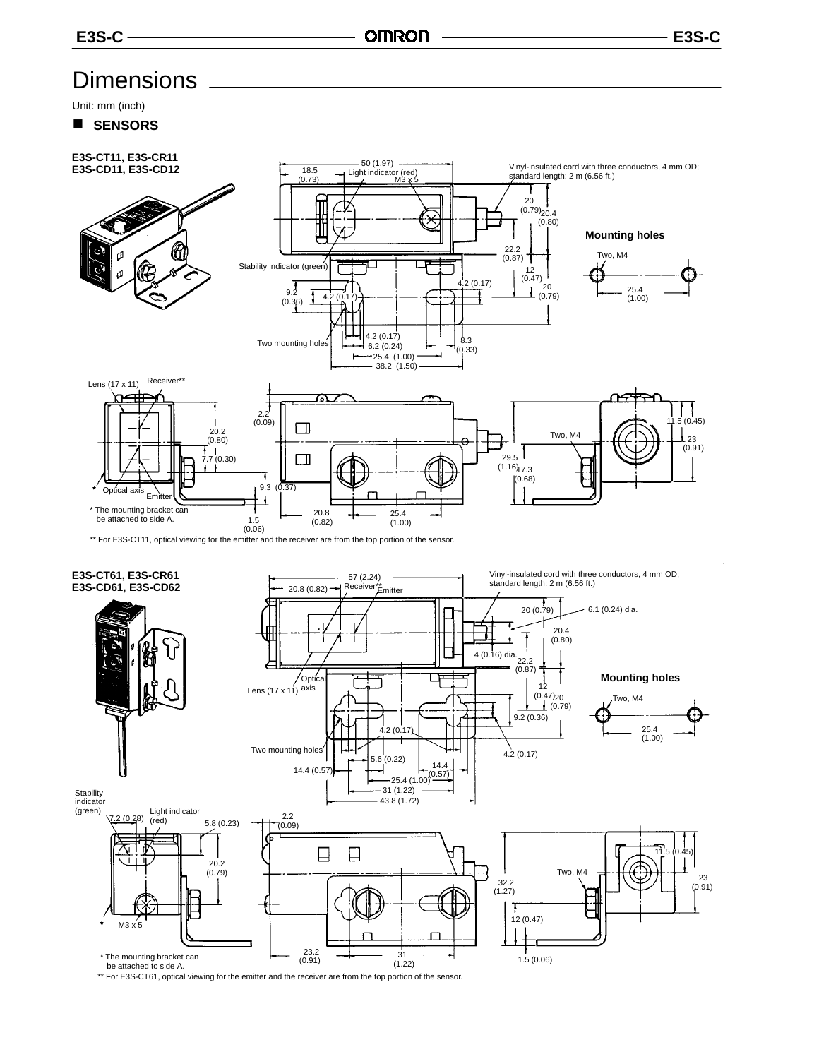# Dimensions

Unit: mm (inch)

## SENSORS

### E3S-CT11, E3S-CR11
### E3S-CD11, E3S-CD12

50 (1.97)
18.5 (0.73)
Light indicator (red)
M3 x 5
Vinyl-insulated cord with three conductors, 4 mm OD; standard length: 2 m (6.56 ft.)
20 (0.79)
20.4 (0.80)
22.2 (0.87)
12 (0.47)
20 (0.79)
Stability indicator (green)
4.2 (0.17)
9.2 (0.36)
4.2 (0.17)
4.2 (0.17)
6.2 (0.24)
8.3 (0.33)
Two mounting holes
25.4 (1.00)
38.2 (1.50)

**Mounting holes**

Two, M4
25.4 (1.00)

Lens (17 x 11)
Receiver**
2.2 (0.09)
20.2 (0.80)
7.7 (0.30)
9.3 (0.37)
Optical axis
Emitter
1.5 (0.06)
20.8 (0.82)
25.4 (1.00)
Two, M4
29.5 (1.16)
17.3 (0.68)
11.5 (0.45)
23 (0.91)

\* The mounting bracket can be attached to side A.

** For E3S-CT11, optical viewing for the emitter and the receiver are from the top portion of the sensor.

### E3S-CT61, E3S-CR61
### E3S-CD61, E3S-CD62

57 (2.24)
20.8 (0.82)
Receiver**
Emitter
Vinyl-insulated cord with three conductors, 4 mm OD; standard length: 2 m (6.56 ft.)
20 (0.79)
6.1 (0.24) dia.
20.4 (0.80)
4 (0.16) dia.
22.2 (0.87)
Optical axis
Lens (17 x 11)
12 (0.47)
20 (0.79)
9.2 (0.36)
4.2 (0.17)
Two mounting holes
4.2 (0.17)
5.6 (0.22)
14.4 (0.57)
14.4 (0.57)
25.4 (1.00)
31 (1.22)
43.8 (1.72)

**Mounting holes**

Two, M4
25.4 (1.00)

Stability indicator (green)
7.2 (0.28)
Light indicator (red)
5.8 (0.23)
2.2 (0.09)
20.2 (0.79)
M3 x 5
23.2 (0.91)
31 (1.22)
Two, M4
32.2 (1.27)
12 (0.47)
1.5 (0.06)
11.5 (0.45)
23 (0.91)

\* The mounting bracket can be attached to side A.

** For E3S-CT61, optical viewing for the emitter and the receiver are from the top portion of the sensor.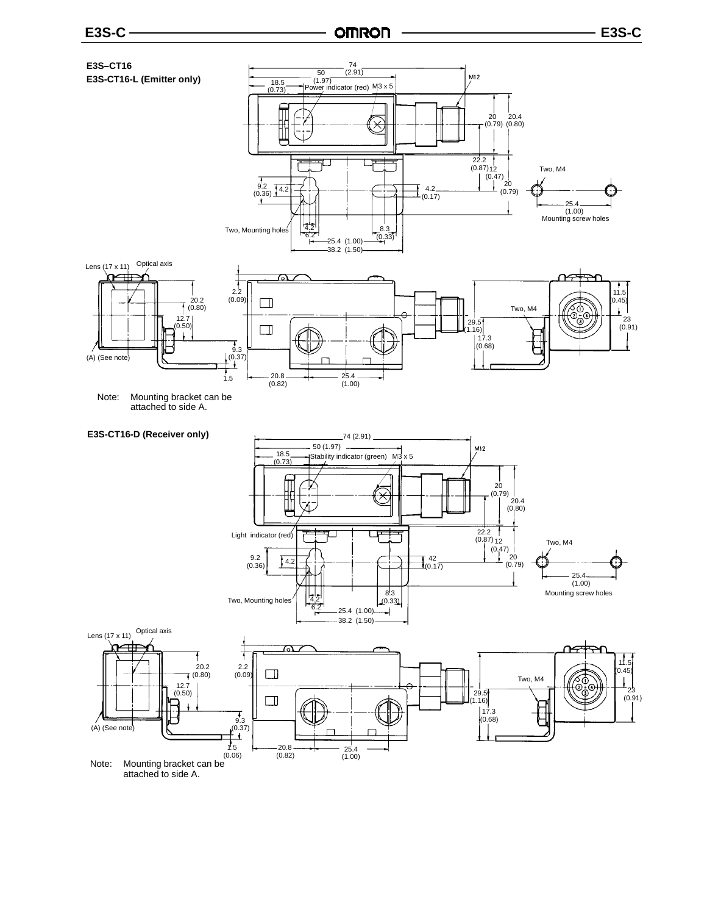## E3S–CT16

## E3S-CT16-L (Emitter only)

74 (2.91)
50 (1.97)
18.5 (0.73)
Power indicator (red)
M3 x 5
M12
20 (0.79)
20.4 (0.80)
22.2 (0.87)
12 (0.47)
20 (0.79)
Two, M4
9.2 (0.36)
4.2
4.2 (0.17)
25.4 (1.00)
Mounting screw holes
Two, Mounting holes
4.2
6.2
8.3 (0.33)
25.4 (1.00)
38.2 (1.50)

Lens (17 x 11)
Optical axis
20.2 (0.80)
12.7 (0.50)
2.2 (0.09)
9.3 (0.37)
(A) (See note)
1.5
20.8 (0.82)
25.4 (1.00)
29.5 (1.16)
17.3 (0.68)
Two, M4
11.5 (0.45)
23 (0.91)

Note: Mounting bracket can be attached to side A.

## E3S-CT16-D (Receiver only)

74 (2.91)
50 (1.97)
18.5 (0.73)
Stability indicator (green)
M3 x 5
M12
20 (0.79)
20.4 (0.80)
Light indicator (red)
22.2 (0.87)
12 (0.47)
20 (0.79)
Two, M4
9.2 (0.36)
4.2
42 (0.17)
25.4 (1.00)
Mounting screw holes
Two, Mounting holes
4.2
6.2
8.3 (0.33)
25.4 (1.00)
38.2 (1.50)

Lens (17 x 11)
Optical axis
20.2 (0.80)
12.7 (0.50)
2.2 (0.09)
9.3 (0.37)
(A) (See note)
1.5 (0.06)
20.8 (0.82)
25.4 (1.00)
29.5 (1.16)
17.3 (0.68)
Two, M4
11.5 (0.45)
23 (0.91)

Note: Mounting bracket can be attached to side A.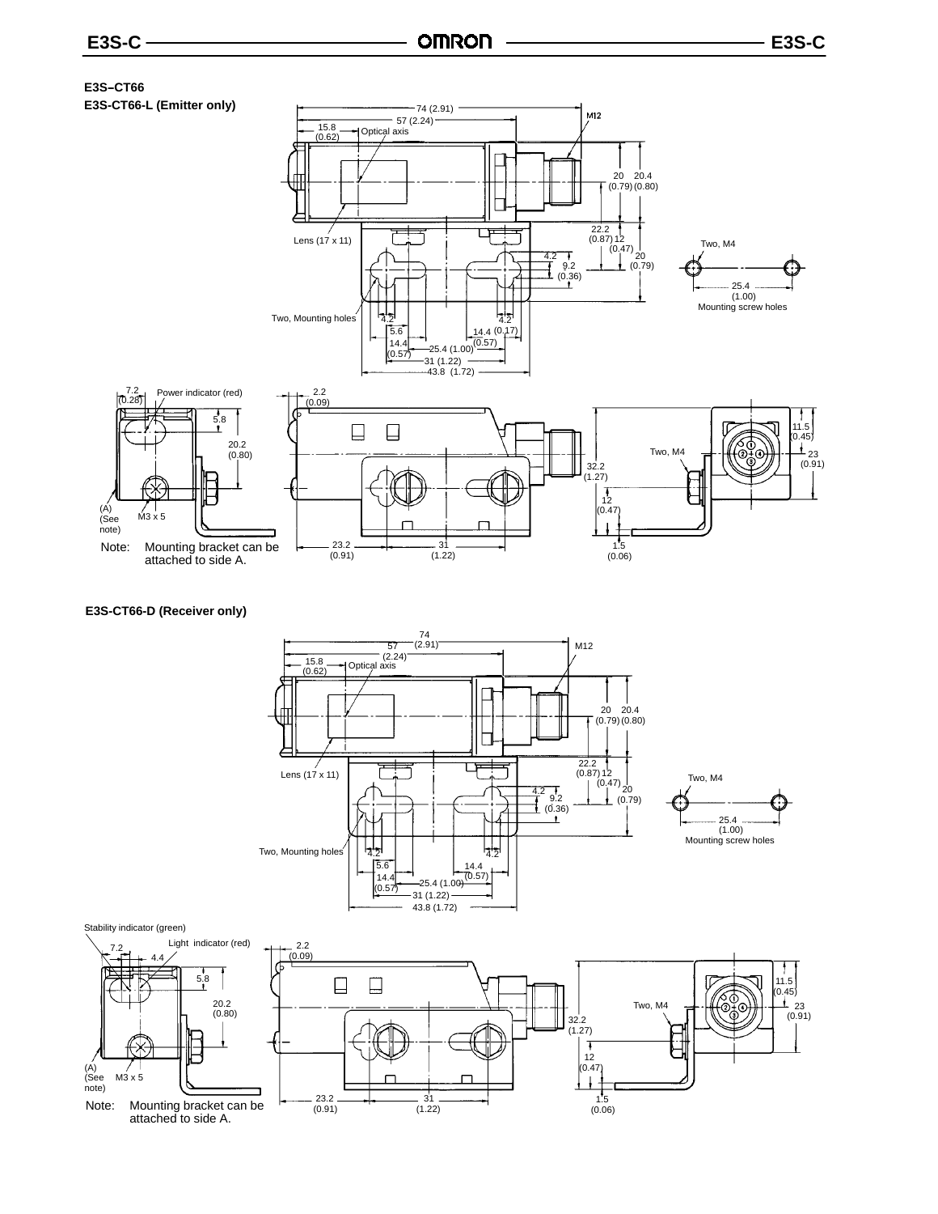## E3S–CT66

### E3S-CT66-L (Emitter only)

74 (2.91)
57 (2.24)
15.8 (0.62)
Optical axis
M12
20 (0.79)
20.4 (0.80)
22.2 (0.87)
12 (0.47)
20 (0.79)
4.2
9.2 (0.36)
Lens (17 x 11)
Two, Mounting holes
4.2
4.2 (0.17)
5.6
14.4 (0.57)
14.4 (0.57)
25.4 (1.00)
31 (1.22)
43.8 (1.72)

Two, M4
25.4 (1.00)
Mounting screw holes

7.2 (0.28)
Power indicator (red)
5.8
20.2 (0.80)
(A) (See note)
M3 x 5

Note: Mounting bracket can be attached to side A.

2.2 (0.09)
23.2 (0.91)
31 (1.22)
32.2 (1.27)
12 (0.47)
1.5 (0.06)
Two, M4
11.5 (0.45)
23 (0.91)

### E3S-CT66-D (Receiver only)

74 (2.91)
57 (2.24)
15.8 (0.62)
Optical axis
M12
20 (0.79)
20.4 (0.80)
22.2 (0.87)
12 (0.47)
20 (0.79)
4.2
9.2 (0.36)
Lens (17 x 11)
Two, Mounting holes
4.2
4.2
5.6
14.4 (0.57)
14.4 (0.57)
25.4 (1.00)
31 (1.22)
43.8 (1.72)

Two, M4
25.4 (1.00)
Mounting screw holes

Stability indicator (green)
Light indicator (red)
7.2
4.4
5.8
20.2 (0.80)
(A) (See note)
M3 x 5

Note: Mounting bracket can be attached to side A.

2.2 (0.09)
23.2 (0.91)
31 (1.22)
32.2 (1.27)
12 (0.47)
1.5 (0.06)
Two, M4
11.5 (0.45)
23 (0.91)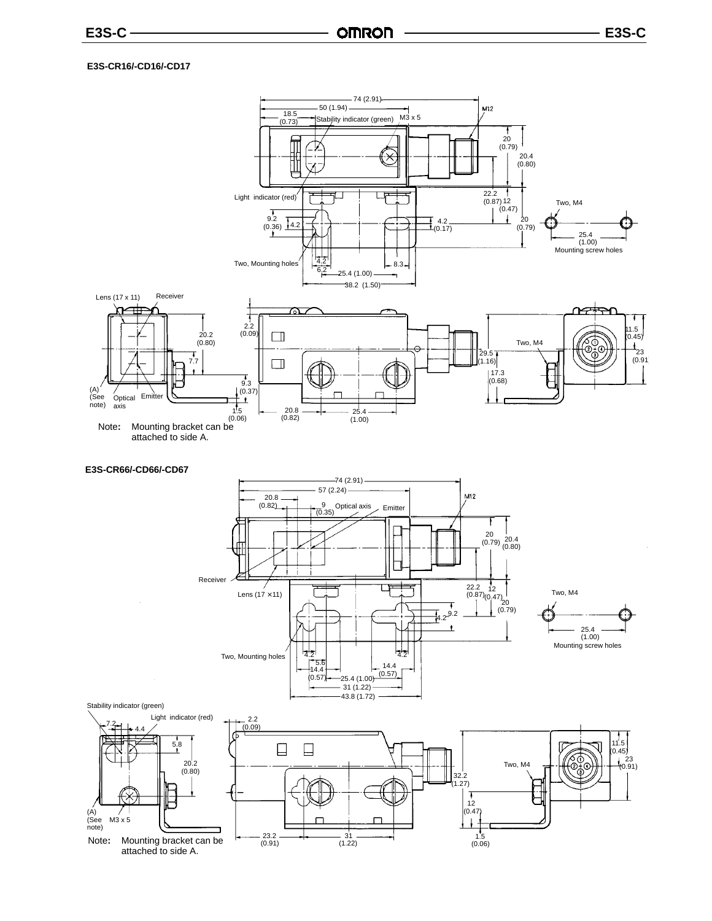### E3S-CR16/-CD16/-CD17

74 (2.91)
50 (1.94)
18.5 (0.73)
Stability indicator (green)
M3 x 5
M12
20 (0.79)
20.4 (0.80)
Light indicator (red)
22.2 (0.87)
12 (0.47)
20 (0.79)
Two, M4
9.2 (0.36)
4.2
4.2 (0.17)
25.4 (1.00)
Mounting screw holes
Two, Mounting holes
4.2
6.2
8.3
25.4 (1.00)
38.2 (1.50)

Lens (17 x 11)
Receiver
20.2 (0.80)
7.7
2.2 (0.09)
9.3 (0.37)
(A) (See note)
Optical axis
Emitter
1.5 (0.06)
20.8 (0.82)
25.4 (1.00)
29.5 (1.16)
17.3 (0.68)
Two, M4
11.5 (0.45)
23 (0.91)

Note: Mounting bracket can be attached to side A.

### E3S-CR66/-CD66/-CD67

74 (2.91)
57 (2.24)
20.8 (0.82)
9 (0.35)
Optical axis
Emitter
M12
20 (0.79)
20.4 (0.80)
Receiver
Lens (17 ×11)
22.2 (0.87)
12 (0.47)
20 (0.79)
9.2
4.2
Two, M4
25.4 (1.00)
Mounting screw holes
Two, Mounting holes
4.2
5.6
14.4 (0.57)
4.2
14.4 (0.57)
25.4 (1.00)
31 (1.22)
43.8 (1.72)

Stability indicator (green)
Light indicator (red)
7.2
4.4
5.8
20.2 (0.80)
(A) (See note)
M3 x 5
2.2 (0.09)
23.2 (0.91)
31 (1.22)
32.2 (1.27)
12 (0.47)
1.5 (0.06)
Two, M4
11.5 (0.45)
23 (0.91)

Note: Mounting bracket can be attached to side A.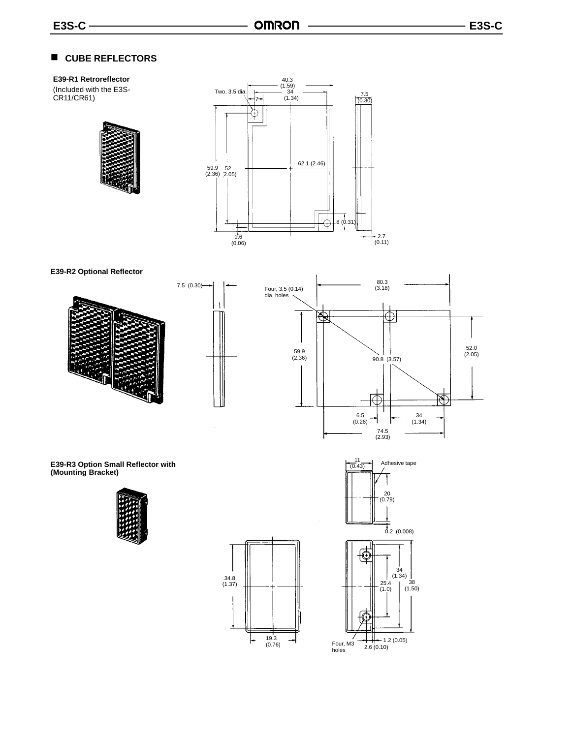## CUBE REFLECTORS

**E39-R1 Retroreflector**

(Included with the E3S-CR11/CR61)

Two, 3.5 dia.

40.3 (1.59)

34 (1.34)

7

7.5 (0.30)

62.1 (2.46)

59.9 (2.36)

52 (2.05)

8 (0.31)

1.6 (0.06)

2.7 (0.11)

**E39-R2 Optional Reflector**

7.5 (0.30)

Four, 3.5 (0.14) dia. holes

80.3 (3.18)

59.9 (2.36)

90.8 (3.57)

52.0 (2.05)

6.5 (0.26)

34 (1.34)

74.5 (2.93)

**E39-R3 Option Small Reflector with (Mounting Bracket)**

11 (0.43)

Adhesive tape

20 (0.79)

0.2 (0.008)

34.8 (1.37)

19.3 (0.76)

34 (1.34)

25.4 (1.0)

38 (1.50)

Four, M3 holes

2.6 (0.10)

1.2 (0.05)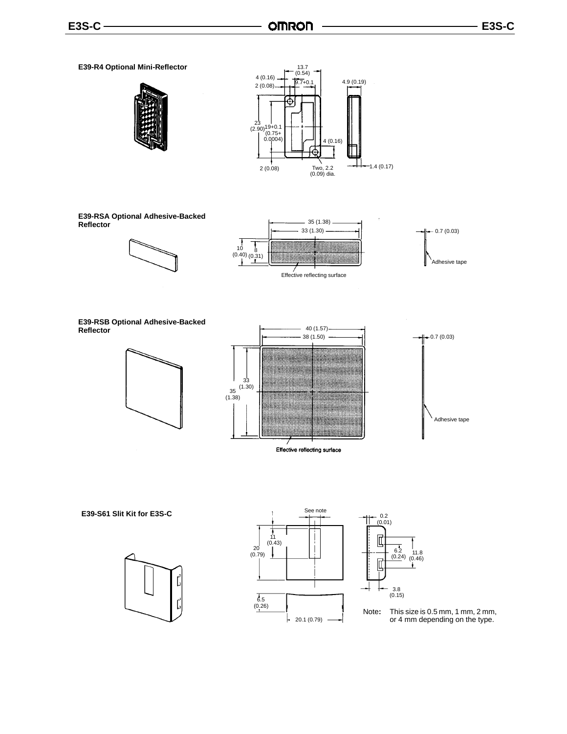### E39-R4 Optional Mini-Reflector

13.7 (0.54)
4 (0.16)
9.7+0.1
2 (0.08)
4.9 (0.19)
23 (2.90)
19+0.1 (0.75+ 0.0004)
4 (0.16)
2 (0.08)
Two, 2.2 (0.09) dia.
1.4 (0.17)

### E39-RSA Optional Adhesive-Backed Reflector

35 (1.38)
33 (1.30)
10 (0.40)
8 (0.31)
0.7 (0.03)
Adhesive tape
Effective reflecting surface

### E39-RSB Optional Adhesive-Backed Reflector

40 (1.57)
38 (1.50)
33 (1.30)
35 (1.38)
0.7 (0.03)
Adhesive tape
Effective reflecting surface

### E39-S61 Slit Kit for E3S-C

See note
11 (0.43)
20 (0.79)
6.5 (0.26)
20.1 (0.79)
0.2 (0.01)
6.2 (0.24)
11.8 (0.46)
3.8 (0.15)

Note: This size is 0.5 mm, 1 mm, 2 mm, or 4 mm depending on the type.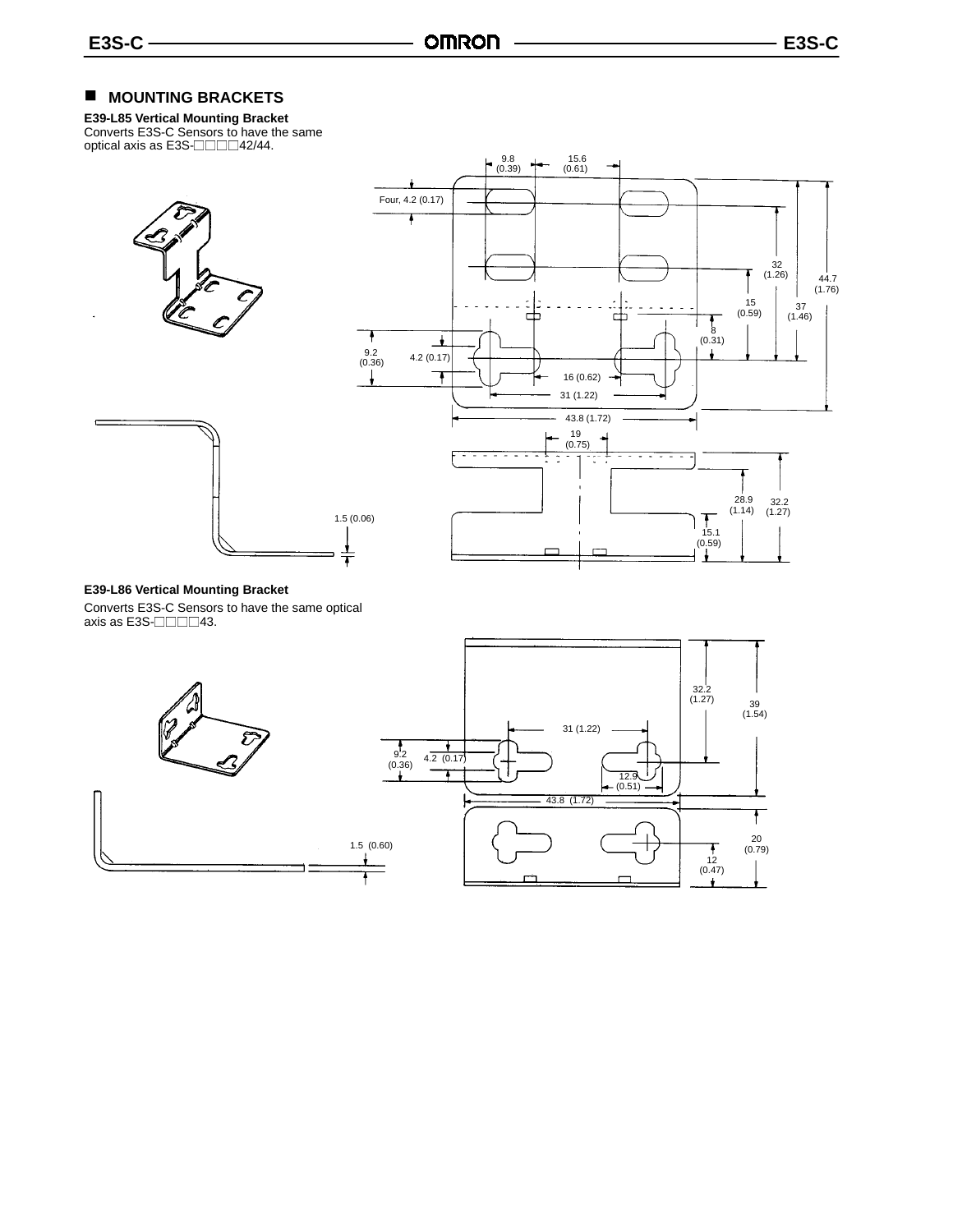## MOUNTING BRACKETS

**E39-L85 Vertical Mounting Bracket**

Converts E3S-C Sensors to have the same optical axis as E3S-□□□□42/44.

9.8 (0.39)
15.6 (0.61)
Four, 4.2 (0.17)
32 (1.26)
44.7 (1.76)
15 (0.59)
37 (1.46)
8 (0.31)
9.2 (0.36)
4.2 (0.17)
16 (0.62)
31 (1.22)
43.8 (1.72)
19 (0.75)
28.9 (1.14)
32.2 (1.27)
1.5 (0.06)
15.1 (0.59)

**E39-L86 Vertical Mounting Bracket**

Converts E3S-C Sensors to have the same optical axis as E3S-□□□□43.

32.2 (1.27)
39 (1.54)
31 (1.22)
9.2 (0.36)
4.2 (0.17)
12.9 (0.51)
43.8 (1.72)
20 (0.79)
1.5 (0.60)
12 (0.47)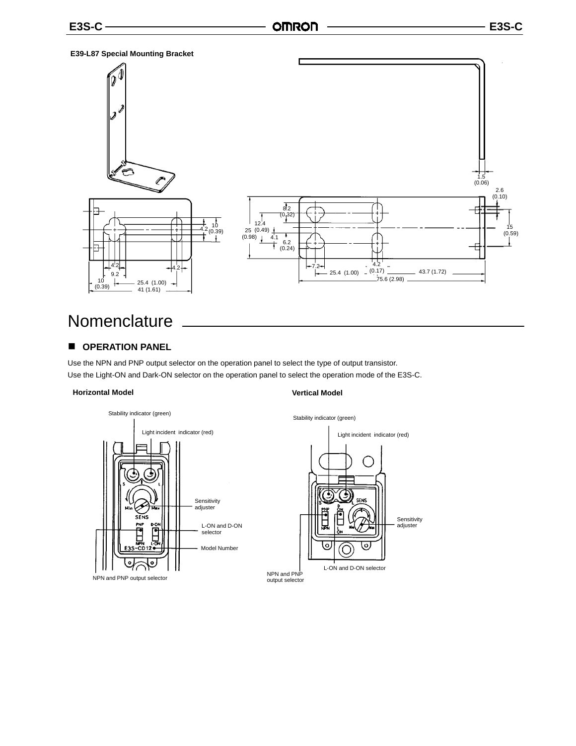**E39-L87 Special Mounting Bracket**

# Nomenclature

## ■ OPERATION PANEL

Use the NPN and PNP output selector on the operation panel to select the type of output transistor.
Use the Light-ON and Dark-ON selector on the operation panel to select the operation mode of the E3S-C.

**Horizontal Model**

**Vertical Model**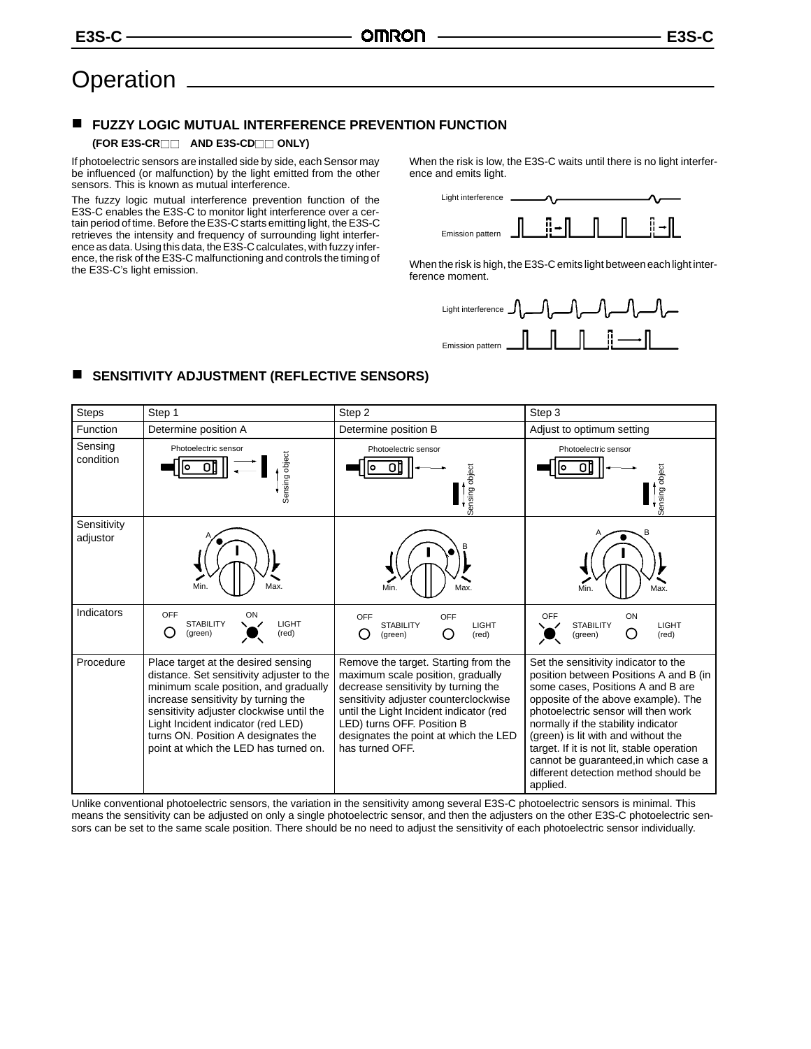# Operation

## FUZZY LOGIC MUTUAL INTERFERENCE PREVENTION FUNCTION

**(FOR E3S-CR□□ AND E3S-CD□□ ONLY)**

If photoelectric sensors are installed side by side, each Sensor may be influenced (or malfunction) by the light emitted from the other sensors. This is known as mutual interference.

The fuzzy logic mutual interference prevention function of the E3S-C enables the E3S-C to monitor light interference over a certain period of time. Before the E3S-C starts emitting light, the E3S-C retrieves the intensity and frequency of surrounding light interference as data. Using this data, the E3S-C calculates, with fuzzy inference, the risk of the E3S-C malfunctioning and controls the timing of the E3S-C's light emission.

When the risk is low, the E3S-C waits until there is no light interference and emits light.

Light interference

Emission pattern

When the risk is high, the E3S-C emits light between each light interference moment.

Light interference

Emission pattern

## SENSITIVITY ADJUSTMENT (REFLECTIVE SENSORS)

| Steps | Step 1 | Step 2 | Step 3 |
|---|---|---|---|
| Function | Determine position A | Determine position B | Adjust to optimum setting |
| Sensing condition | Photoelectric sensor / Sensing object | Photoelectric sensor / Sensing object | Photoelectric sensor / Sensing object |
| Sensitivity adjustor | A, Min., Max. | B, Min., Max. | A, B, Min., Max. |
| Indicators | STABILITY (green) OFF; LIGHT (red) ON | STABILITY (green) OFF; LIGHT (red) OFF | STABILITY (green) OFF; LIGHT (red) ON |
| Procedure | Place target at the desired sensing distance. Set sensitivity adjuster to the minimum scale position, and gradually increase sensitivity by turning the sensitivity adjuster clockwise until the Light Incident indicator (red LED) turns ON. Position A designates the point at which the LED has turned on. | Remove the target. Starting from the maximum scale position, gradually decrease sensitivity by turning the sensitivity adjuster counterclockwise until the Light Incident indicator (red LED) turns OFF. Position B designates the point at which the LED has turned OFF. | Set the sensitivity indicator to the position between Positions A and B (in some cases, Positions A and B are opposite of the above example). The photoelectric sensor will then work normally if the stability indicator (green) is lit with and without the target. If it is not lit, stable operation cannot be guaranteed,in which case a different detection method should be applied. |

Unlike conventional photoelectric sensors, the variation in the sensitivity among several E3S-C photoelectric sensors is minimal. This means the sensitivity can be adjusted on only a single photoelectric sensor, and then the adjusters on the other E3S-C photoelectric sensors can be set to the same scale position. There should be no need to adjust the sensitivity of each photoelectric sensor individually.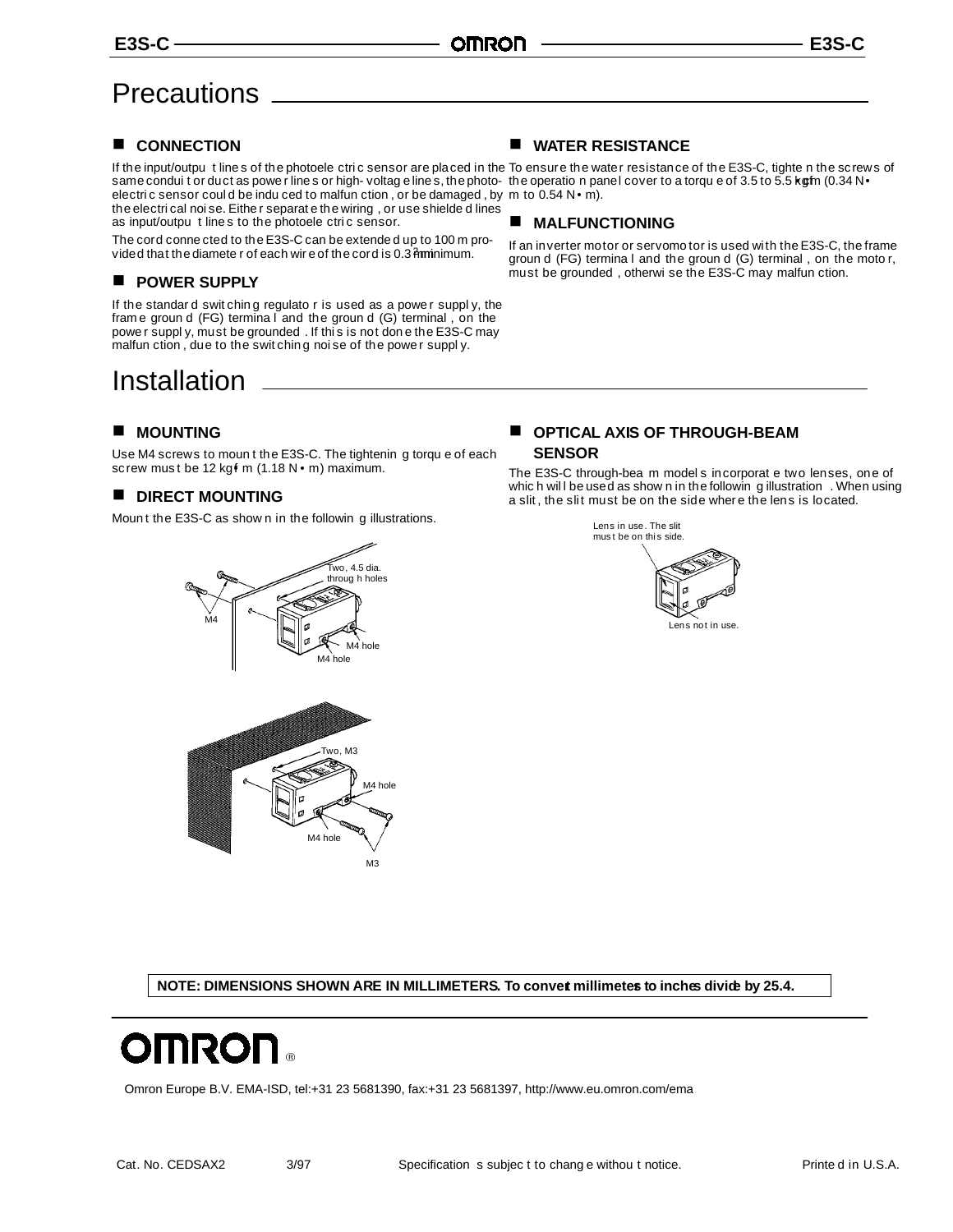# Precautions

## ■ CONNECTION

If the input/output lines of the photoelectric sensor are placed in the same conduit or duct as power lines or high-voltage lines, the photoelectric sensor could be induced to malfunction, or be damaged, by the electrical noise. Either separate the wiring, or use shielded lines as input/output lines to the photoelectric sensor.

The cord connected to the E3S-C can be extended up to 100 m provided that the diameter of each wire of the cord is 0.3 $mm^2$ minimum.

## ■ POWER SUPPLY

If the standard switching regulator is used as a power supply, the frame ground (FG) terminal and the ground (G) terminal, on the power supply, must be grounded. If this is not done the E3S-C may malfunction, due to the switching noise of the power supply.

## ■ WATER RESISTANCE

To ensure the water resistance of the E3S-C, tighten the screws of the operation panel cover to a torque of 3.5 to 5.5 kgf•cm (0.34 N•m to 0.54 N•m).

## ■ MALFUNCTIONING

If an inverter motor or servomotor is used with the E3S-C, the frame ground (FG) terminal and the ground (G) terminal, on the motor, must be grounded, otherwise the E3S-C may malfunction.

# Installation

## ■ MOUNTING

Use M4 screws to mount the E3S-C. The tightening torque of each screw must be 12 kgf•m (1.18 N•m) maximum.

## ■ DIRECT MOUNTING

Mount the E3S-C as shown in the following illustrations.

Two, 4.5 dia. through holes

M4

M4 hole

M4 hole

Two, M3

M4 hole

M4 hole

M3

## ■ OPTICAL AXIS OF THROUGH-BEAM SENSOR

The E3S-C through-beam models incorporate two lenses, one of which will be used as shown in the following illustration. When using a slit, the slit must be on the side where the lens is located.

Lens in use. The slit must be on this side.

Lens not in use.

**NOTE: DIMENSIONS SHOWN ARE IN MILLIMETERS. To convert millimeters to inches divide by 25.4.**

OMRON®

Omron Europe B.V. EMA-ISD, tel:+31 23 5681390, fax:+31 23 5681397, http://www.eu.omron.com/ema

Cat. No. CEDSAX2 3/97 Specifications subject to change without notice. Printed in U.S.A.